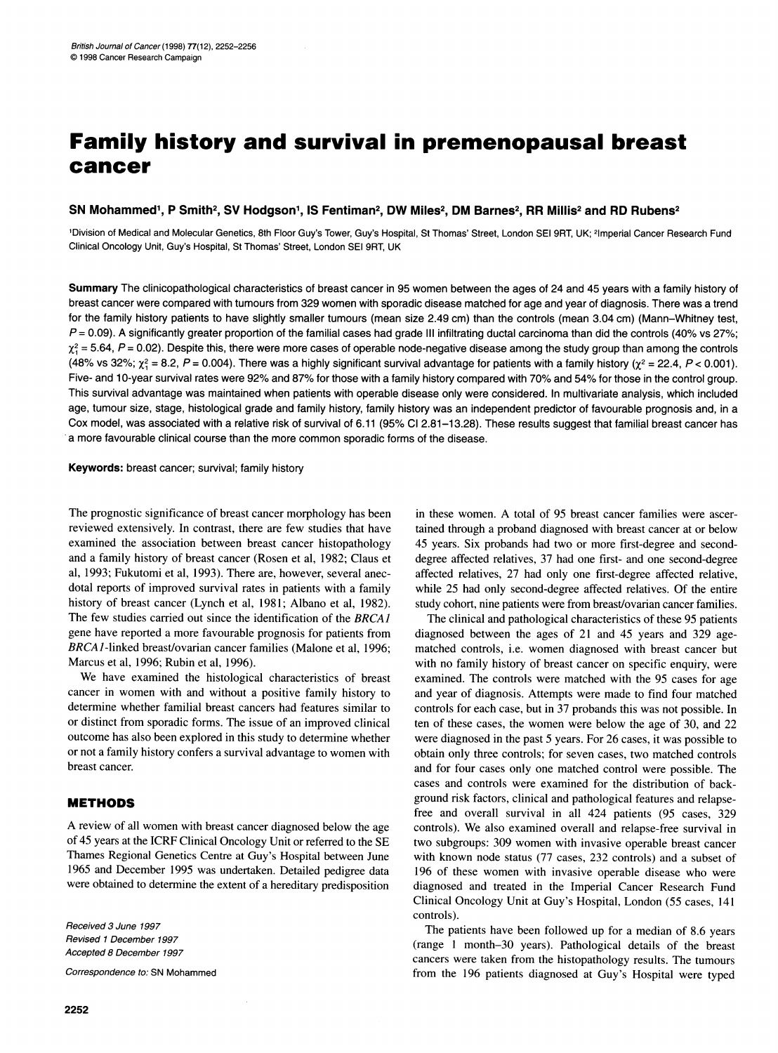# Family history and survival in premenopausal breast cancer

**SN Mohammed[1], P Smith[2], SV Hodgson[1], IS Fentiman[2], DW Miles[2], DM Barnes[2], RR Millis[2] and RD Rubens[2]**

[1]Division of Medical and Molecular Genetics, 8th Floor Guy's Tower, Guy's Hospital, St Thomas' Street, London SE1 9RT, UK; [2]Imperial Cancer Research Fund Clinical Oncology Unit, Guy's Hospital, St Thomas' Street, London SE1 9RT, UK

**Summary** The clinicopathological characteristics of breast cancer in 95 women between the ages of 24 and 45 years with a family history of breast cancer were compared with tumours from 329 women with sporadic disease matched for age and year of diagnosis. There was a trend for the family history patients to have slightly smaller tumours (mean size 2.49 cm) than the controls (mean 3.04 cm) (Mann–Whitney test, $P = 0.09$). A significantly greater proportion of the familial cases had grade III infiltrating ductal carcinoma than did the controls (40% vs 27%; $\chi^2_1 = 5.64$, $P = 0.02$). Despite this, there were more cases of operable node-negative disease among the study group than among the controls (48% vs 32%; $\chi^2_1 = 8.2$, $P = 0.004$). There was a highly significant survival advantage for patients with a family history ($\chi^2 = 22.4$, $P < 0.001$). Five- and 10-year survival rates were 92% and 87% for those with a family history compared with 70% and 54% for those in the control group. This survival advantage was maintained when patients with operable disease only were considered. In multivariate analysis, which included age, tumour size, stage, histological grade and family history, family history was an independent predictor of favourable prognosis and, in a Cox model, was associated with a relative risk of survival of 6.11 (95% CI 2.81–13.28). These results suggest that familial breast cancer has a more favourable clinical course than the more common sporadic forms of the disease.

**Keywords:** breast cancer; survival; family history

The prognostic significance of breast cancer morphology has been reviewed extensively. In contrast, there are few studies that have examined the association between breast cancer histopathology and a family history of breast cancer (Rosen et al, 1982; Claus et al, 1993; Fukutomi et al, 1993). There are, however, several anecdotal reports of improved survival rates in patients with a family history of breast cancer (Lynch et al, 1981; Albano et al, 1982). The few studies carried out since the identification of the *BRCA1* gene have reported a more favourable prognosis for patients from *BRCA1*-linked breast/ovarian cancer families (Malone et al, 1996; Marcus et al, 1996; Rubin et al, 1996).

We have examined the histological characteristics of breast cancer in women with and without a positive family history to determine whether familial breast cancers had features similar to or distinct from sporadic forms. The issue of an improved clinical outcome has also been explored in this study to determine whether or not a family history confers a survival advantage to women with breast cancer.

## METHODS

A review of all women with breast cancer diagnosed below the age of 45 years at the ICRF Clinical Oncology Unit or referred to the SE Thames Regional Genetics Centre at Guy's Hospital between June 1965 and December 1995 was undertaken. Detailed pedigree data were obtained to determine the extent of a hereditary predisposition in these women. A total of 95 breast cancer families were ascertained through a proband diagnosed with breast cancer at or below 45 years. Six probands had two or more first-degree and second-degree affected relatives, 37 had one first- and one second-degree affected relatives, 27 had only one first-degree affected relative, while 25 had only second-degree affected relatives. Of the entire study cohort, nine patients were from breast/ovarian cancer families.

The clinical and pathological characteristics of these 95 patients diagnosed between the ages of 21 and 45 years and 329 age-matched controls, i.e. women diagnosed with breast cancer but with no family history of breast cancer on specific enquiry, were examined. The controls were matched with the 95 cases for age and year of diagnosis. Attempts were made to find four matched controls for each case, but in 37 probands this was not possible. In ten of these cases, the women were below the age of 30, and 22 were diagnosed in the past 5 years. For 26 cases, it was possible to obtain only three controls; for seven cases, two matched controls and for four cases only one matched control were possible. The cases and controls were examined for the distribution of background risk factors, clinical and pathological features and relapse-free and overall survival in all 424 patients (95 cases, 329 controls). We also examined overall and relapse-free survival in two subgroups: 309 women with invasive operable breast cancer with known node status (77 cases, 232 controls) and a subset of 196 of these women with invasive operable disease who were diagnosed and treated in the Imperial Cancer Research Fund Clinical Oncology Unit at Guy's Hospital, London (55 cases, 141 controls).

The patients have been followed up for a median of 8.6 years (range 1 month–30 years). Pathological details of the breast cancers were taken from the histopathology results. The tumours from the 196 patients diagnosed at Guy's Hospital were typed

*Received 3 June 1997*
*Revised 1 December 1997*
*Accepted 8 December 1997*

*Correspondence to:* SN Mohammed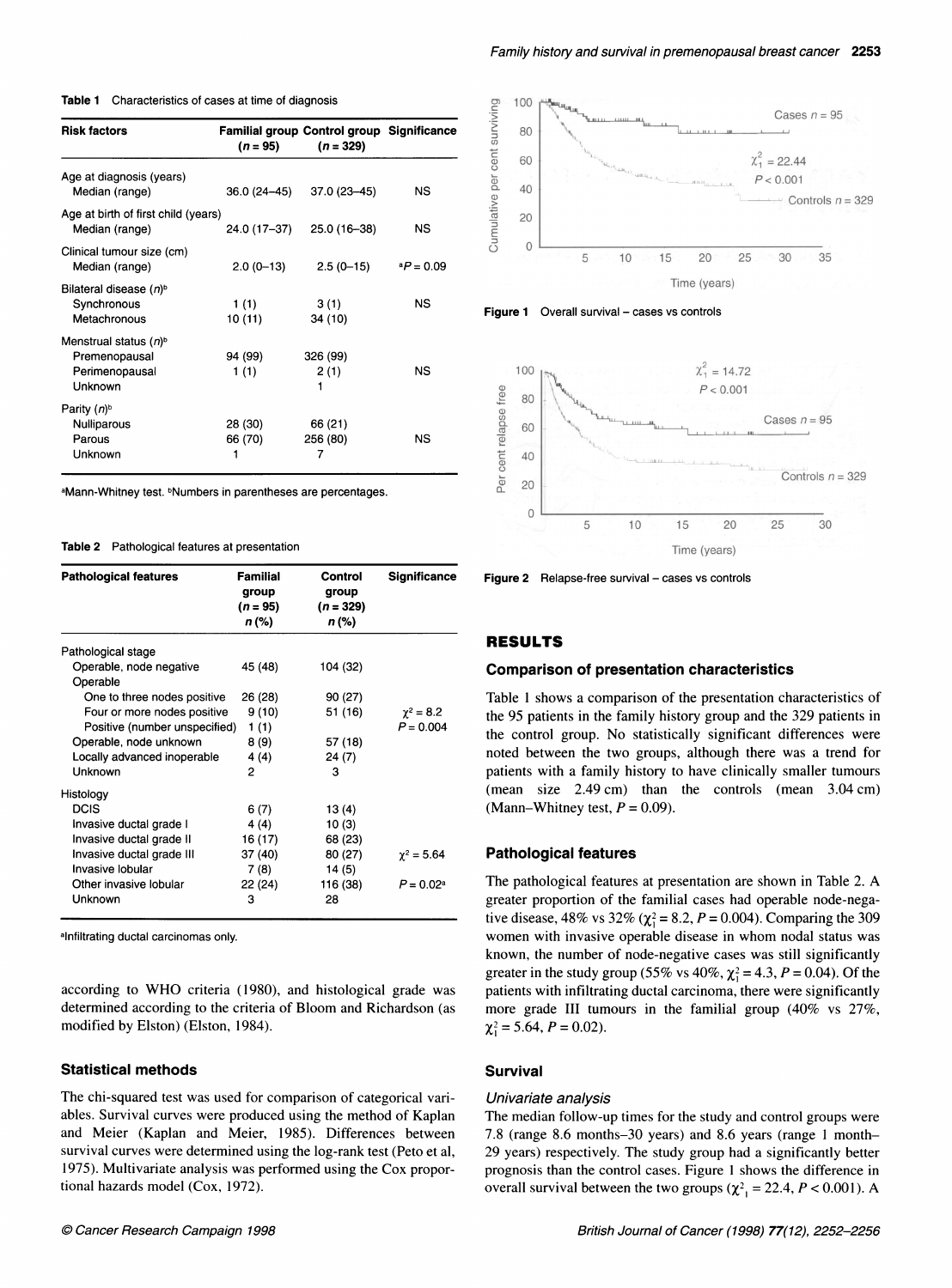**Table 1** Characteristics of cases at time of diagnosis

| Risk factors | Familial group (n = 95) | Control group (n = 329) | Significance |
|---|---|---|---|
| Age at diagnosis (years) | | | |
| Median (range) | 36.0 (24–45) | 37.0 (23–45) | NS |
| Age at birth of first child (years) | | | |
| Median (range) | 24.0 (17–37) | 25.0 (16–38) | NS |
| Clinical tumour size (cm) | | | |
| Median (range) | 2.0 (0–13) | 2.5 (0–15) | [a]P = 0.09 |
| Bilateral disease (n)[b] | | | |
| Synchronous | 1 (1) | 3 (1) | NS |
| Metachronous | 10 (11) | 34 (10) | |
| Menstrual status (n)[b] | | | |
| Premenopausal | 94 (99) | 326 (99) | |
| Perimenopausal | 1 (1) | 2 (1) | NS |
| Unknown | | 1 | |
| Parity (n)[b] | | | |
| Nulliparous | 28 (30) | 66 (21) | |
| Parous | 66 (70) | 256 (80) | NS |
| Unknown | 1 | 7 | |

[a]Mann-Whitney test. [b]Numbers in parentheses are percentages.

**Table 2** Pathological features at presentation

| Pathological features | Familial group (n = 95) n (%) | Control group (n = 329) n (%) | Significance |
|---|---|---|---|
| Pathological stage | | | |
| Operable, node negative | 45 (48) | 104 (32) | |
| Operable | | | |
| One to three nodes positive | 26 (28) | 90 (27) | |
| Four or more nodes positive | 9 (10) | 51 (16) | $\chi^2 = 8.2$ |
| Positive (number unspecified) | 1 (1) | | $P = 0.004$ |
| Operable, node unknown | 8 (9) | 57 (18) | |
| Locally advanced inoperable | 4 (4) | 24 (7) | |
| Unknown | 2 | 3 | |
| Histology | | | |
| DCIS | 6 (7) | 13 (4) | |
| Invasive ductal grade I | 4 (4) | 10 (3) | |
| Invasive ductal grade II | 16 (17) | 68 (23) | |
| Invasive ductal grade III | 37 (40) | 80 (27) | $\chi^2 = 5.64$ |
| Invasive lobular | 7 (8) | 14 (5) | |
| Other invasive lobular | 22 (24) | 116 (38) | $P = 0.02$[a] |
| Unknown | 3 | 28 | |

[a]Infiltrating ductal carcinomas only.

according to WHO criteria (1980), and histological grade was determined according to the criteria of Bloom and Richardson (as modified by Elston) (Elston, 1984).

### Statistical methods

The chi-squared test was used for comparison of categorical variables. Survival curves were produced using the method of Kaplan and Meier (Kaplan and Meier, 1985). Differences between survival curves were determined using the log-rank test (Peto et al, 1975). Multivariate analysis was performed using the Cox proportional hazards model (Cox, 1972).

**Figure 1** Overall survival – cases vs controls

**Figure 2** Relapse-free survival – cases vs controls

## RESULTS

### Comparison of presentation characteristics

Table 1 shows a comparison of the presentation characteristics of the 95 patients in the family history group and the 329 patients in the control group. No statistically significant differences were noted between the two groups, although there was a trend for patients with a family history to have clinically smaller tumours (mean size 2.49 cm) than the controls (mean 3.04 cm) (Mann–Whitney test, $P = 0.09$).

### Pathological features

The pathological features at presentation are shown in Table 2. A greater proportion of the familial cases had operable node-negative disease, 48% vs 32% ($\chi^2_1 = 8.2$, $P = 0.004$). Comparing the 309 women with invasive operable disease in whom nodal status was known, the number of node-negative cases was still significantly greater in the study group (55% vs 40%, $\chi^2_1 = 4.3$, $P = 0.04$). Of the patients with infiltrating ductal carcinoma, there were significantly more grade III tumours in the familial group (40% vs 27%, $\chi^2_1 = 5.64$, $P = 0.02$).

### Survival

*Univariate analysis*

The median follow-up times for the study and control groups were 7.8 (range 8.6 months–30 years) and 8.6 years (range 1 month–29 years) respectively. The study group had a significantly better prognosis than the control cases. Figure 1 shows the difference in overall survival between the two groups ($\chi^2_1 = 22.4$, $P < 0.001$). A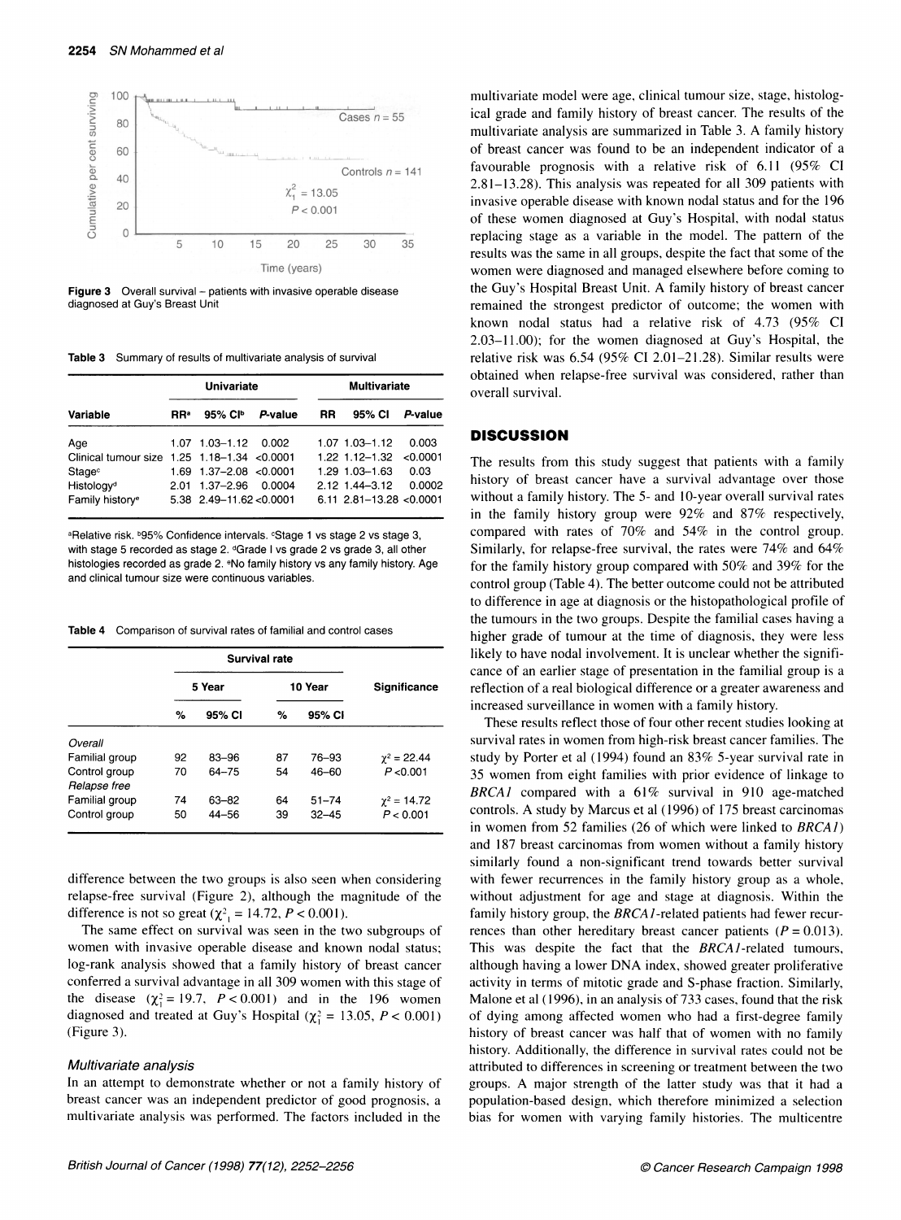Figure 3 Overall survival – patients with invasive operable disease diagnosed at Guy's Breast Unit

Table 3 Summary of results of multivariate analysis of survival

| | Univariate | | | Multivariate | | |
|---|---|---|---|---|---|---|
| Variable | RR[a] | 95% CI[b] | P-value | RR | 95% CI | P-value |
| Age | 1.07 | 1.03–1.12 | 0.002 | 1.07 | 1.03–1.12 | 0.003 |
| Clinical tumour size | 1.25 | 1.18–1.34 | <0.0001 | 1.22 | 1.12–1.32 | <0.0001 |
| Stage[c] | 1.69 | 1.37–2.08 | <0.0001 | 1.29 | 1.03–1.63 | 0.03 |
| Histology[d] | 2.01 | 1.37–2.96 | 0.0004 | 2.12 | 1.44–3.12 | 0.0002 |
| Family history[e] | 5.38 | 2.49–11.62 | <0.0001 | 6.11 | 2.81–13.28 | <0.0001 |

[a]Relative risk. [b]95% Confidence intervals. [c]Stage 1 vs stage 2 vs stage 3, with stage 5 recorded as stage 2. [d]Grade I vs grade 2 vs grade 3, all other histologies recorded as grade 2. [e]No family history vs any family history. Age and clinical tumour size were continuous variables.

Table 4 Comparison of survival rates of familial and control cases

| | Survival rate | | | | Significance |
|---|---|---|---|---|---|
| | 5 Year | | 10 Year | | |
| | % | 95% CI | % | 95% CI | |
| *Overall* | | | | | |
| Familial group | 92 | 83–96 | 87 | 76–93 | $\chi^2 = 22.44$ |
| Control group | 70 | 64–75 | 54 | 46–60 | $P < 0.001$ |
| *Relapse free* | | | | | |
| Familial group | 74 | 63–82 | 64 | 51–74 | $\chi^2 = 14.72$ |
| Control group | 50 | 44–56 | 39 | 32–45 | $P < 0.001$ |

difference between the two groups is also seen when considering relapse-free survival (Figure 2), although the magnitude of the difference is not so great ($\chi^2_1 = 14.72$, $P < 0.001$).

The same effect on survival was seen in the two subgroups of women with invasive operable disease and known nodal status; log-rank analysis showed that a family history of breast cancer conferred a survival advantage in all 309 women with this stage of the disease ($\chi^2_1 = 19.7$, $P < 0.001$) and in the 196 women diagnosed and treated at Guy's Hospital ($\chi^2_1 = 13.05$, $P < 0.001$) (Figure 3).

### Multivariate analysis

In an attempt to demonstrate whether or not a family history of breast cancer was an independent predictor of good prognosis, a multivariate analysis was performed. The factors included in the multivariate model were age, clinical tumour size, stage, histological grade and family history of breast cancer. The results of the multivariate analysis are summarized in Table 3. A family history of breast cancer was found to be an independent indicator of a favourable prognosis with a relative risk of 6.11 (95% CI 2.81–13.28). This analysis was repeated for all 309 patients with invasive operable disease with known nodal status and for the 196 of these women diagnosed at Guy's Hospital, with nodal status replacing stage as a variable in the model. The pattern of the results was the same in all groups, despite the fact that some of the women were diagnosed and managed elsewhere before coming to the Guy's Hospital Breast Unit. A family history of breast cancer remained the strongest predictor of outcome; the women with known nodal status had a relative risk of 4.73 (95% CI 2.03–11.00); for the women diagnosed at Guy's Hospital, the relative risk was 6.54 (95% CI 2.01–21.28). Similar results were obtained when relapse-free survival was considered, rather than overall survival.

## DISCUSSION

The results from this study suggest that patients with a family history of breast cancer have a survival advantage over those without a family history. The 5- and 10-year overall survival rates in the family history group were 92% and 87% respectively, compared with rates of 70% and 54% in the control group. Similarly, for relapse-free survival, the rates were 74% and 64% for the family history group compared with 50% and 39% for the control group (Table 4). The better outcome could not be attributed to difference in age at diagnosis or the histopathological profile of the tumours in the two groups. Despite the familial cases having a higher grade of tumour at the time of diagnosis, they were less likely to have nodal involvement. It is unclear whether the significance of an earlier stage of presentation in the familial group is a reflection of a real biological difference or a greater awareness and increased surveillance in women with a family history.

These results reflect those of four other recent studies looking at survival rates in women from high-risk breast cancer families. The study by Porter et al (1994) found an 83% 5-year survival rate in 35 women from eight families with prior evidence of linkage to *BRCA1* compared with a 61% survival in 910 age-matched controls. A study by Marcus et al (1996) of 175 breast carcinomas in women from 52 families (26 of which were linked to *BRCA1*) and 187 breast carcinomas from women without a family history similarly found a non-significant trend towards better survival with fewer recurrences in the family history group as a whole, without adjustment for age and stage at diagnosis. Within the family history group, the *BRCA1*-related patients had fewer recurrences than other hereditary breast cancer patients ($P = 0.013$). This was despite the fact that the *BRCA1*-related tumours, although having a lower DNA index, showed greater proliferative activity in terms of mitotic grade and S-phase fraction. Similarly, Malone et al (1996), in an analysis of 733 cases, found that the risk of dying among affected women who had a first-degree family history of breast cancer was half that of women with no family history. Additionally, the difference in survival rates could not be attributed to differences in screening or treatment between the two groups. A major strength of the latter study was that it had a population-based design, which therefore minimized a selection bias for women with varying family histories. The multicentre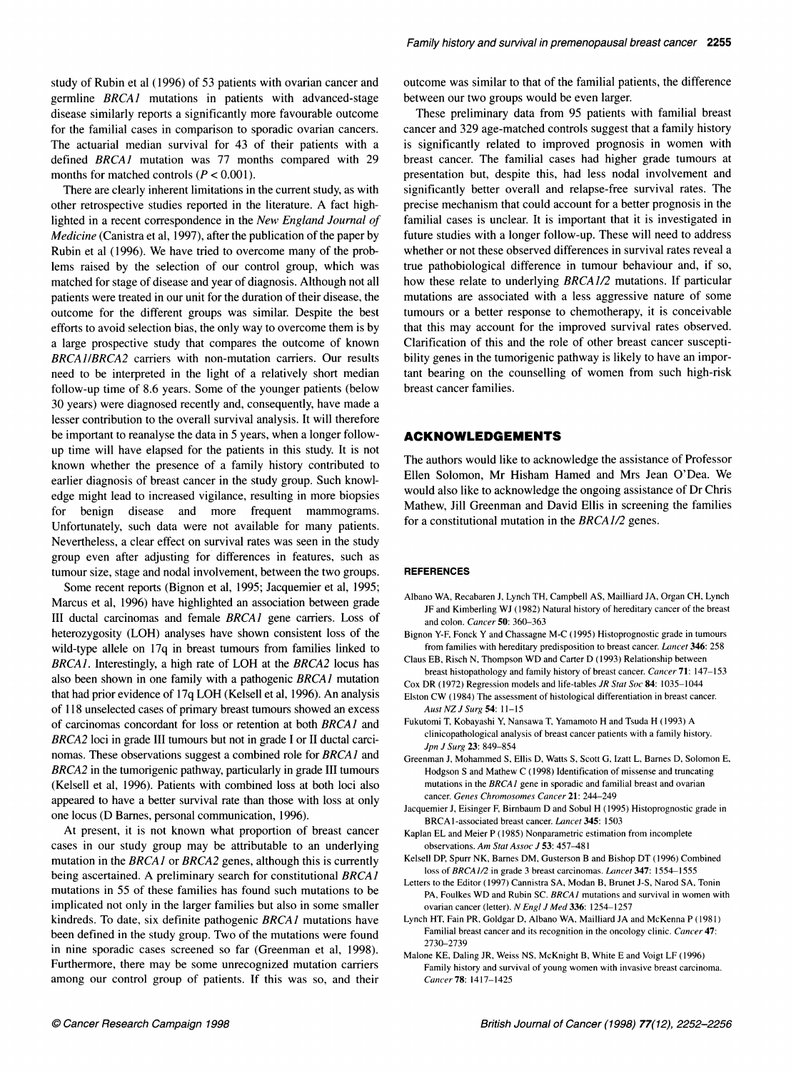study of Rubin et al (1996) of 53 patients with ovarian cancer and germline *BRCA1* mutations in patients with advanced-stage disease similarly reports a significantly more favourable outcome for the familial cases in comparison to sporadic ovarian cancers. The actuarial median survival for 43 of their patients with a defined *BRCA1* mutation was 77 months compared with 29 months for matched controls ($P < 0.001$).

There are clearly inherent limitations in the current study, as with other retrospective studies reported in the literature. A fact highlighted in a recent correspondence in the *New England Journal of Medicine* (Canistra et al, 1997), after the publication of the paper by Rubin et al (1996). We have tried to overcome many of the problems raised by the selection of our control group, which was matched for stage of disease and year of diagnosis. Although not all patients were treated in our unit for the duration of their disease, the outcome for the different groups was similar. Despite the best efforts to avoid selection bias, the only way to overcome them is by a large prospective study that compares the outcome of known *BRCA1*/*BRCA2* carriers with non-mutation carriers. Our results need to be interpreted in the light of a relatively short median follow-up time of 8.6 years. Some of the younger patients (below 30 years) were diagnosed recently and, consequently, have made a lesser contribution to the overall survival analysis. It will therefore be important to reanalyse the data in 5 years, when a longer follow-up time will have elapsed for the patients in this study. It is not known whether the presence of a family history contributed to earlier diagnosis of breast cancer in the study group. Such knowledge might lead to increased vigilance, resulting in more biopsies for benign disease and more frequent mammograms. Unfortunately, such data were not available for many patients. Nevertheless, a clear effect on survival rates was seen in the study group even after adjusting for differences in features, such as tumour size, stage and nodal involvement, between the two groups.

Some recent reports (Bignon et al, 1995; Jacquemier et al, 1995; Marcus et al, 1996) have highlighted an association between grade III ductal carcinomas and female *BRCA1* gene carriers. Loss of heterozygosity (LOH) analyses have shown consistent loss of the wild-type allele on 17q in breast tumours from families linked to *BRCA1*. Interestingly, a high rate of LOH at the *BRCA2* locus has also been shown in one family with a pathogenic *BRCA1* mutation that had prior evidence of 17q LOH (Kelsell et al, 1996). An analysis of 118 unselected cases of primary breast tumours showed an excess of carcinomas concordant for loss or retention at both *BRCA1* and *BRCA2* loci in grade III tumours but not in grade I or II ductal carcinomas. These observations suggest a combined role for *BRCA1* and *BRCA2* in the tumorigenic pathway, particularly in grade III tumours (Kelsell et al, 1996). Patients with combined loss at both loci also appeared to have a better survival rate than those with loss at only one locus (D Barnes, personal communication, 1996).

At present, it is not known what proportion of breast cancer cases in our study group may be attributable to an underlying mutation in the *BRCA1* or *BRCA2* genes, although this is currently being ascertained. A preliminary search for constitutional *BRCA1* mutations in 55 of these families has found such mutations to be implicated not only in the larger families but also in some smaller kindreds. To date, six definite pathogenic *BRCA1* mutations have been defined in the study group. Two of the mutations were found in nine sporadic cases screened so far (Greenman et al, 1998). Furthermore, there may be some unrecognized mutation carriers among our control group of patients. If this was so, and their outcome was similar to that of the familial patients, the difference between our two groups would be even larger.

These preliminary data from 95 patients with familial breast cancer and 329 age-matched controls suggest that a family history is significantly related to improved prognosis in women with breast cancer. The familial cases had higher grade tumours at presentation but, despite this, had less nodal involvement and significantly better overall and relapse-free survival rates. The precise mechanism that could account for a better prognosis in the familial cases is unclear. It is important that it is investigated in future studies with a longer follow-up. These will need to address whether or not these observed differences in survival rates reveal a true pathobiological difference in tumour behaviour and, if so, how these relate to underlying *BRCA1/2* mutations. If particular mutations are associated with a less aggressive nature of some tumours or a better response to chemotherapy, it is conceivable that this may account for the improved survival rates observed. Clarification of this and the role of other breast cancer susceptibility genes in the tumorigenic pathway is likely to have an important bearing on the counselling of women from such high-risk breast cancer families.

## ACKNOWLEDGEMENTS

The authors would like to acknowledge the assistance of Professor Ellen Solomon, Mr Hisham Hamed and Mrs Jean O'Dea. We would also like to acknowledge the ongoing assistance of Dr Chris Mathew, Jill Greenman and David Ellis in screening the families for a constitutional mutation in the *BRCA1/2* genes.

### REFERENCES

Albano WA, Recabaren J, Lynch TH, Campbell AS, Mailliard JA, Organ CH, Lynch JF and Kimberling WJ (1982) Natural history of hereditary cancer of the breast and colon. *Cancer* **50**: 360–363

Bignon Y-F, Fonck Y and Chassagne M-C (1995) Histoprognostic grade in tumours from families with hereditary predisposition to breast cancer. *Lancet* **346**: 258

Claus EB, Risch N, Thompson WD and Carter D (1993) Relationship between breast histopathology and family history of breast cancer. *Cancer* **71**: 147–153

Cox DR (1972) Regression models and life-tables *JR Stat Soc* **84**: 1035–1044

Elston CW (1984) The assessment of histological differentiation in breast cancer. *Aust NZ J Surg* **54**: 11–15

Fukutomi T, Kobayashi Y, Nansawa T, Yamamoto H and Tsuda H (1993) A clinicopathological analysis of breast cancer patients with a family history. *Jpn J Surg* **23**: 849–854

Greenman J, Mohammed S, Ellis D, Watts S, Scott G, Izatt L, Barnes D, Solomon E, Hodgson S and Mathew C (1998) Identification of missense and truncating mutations in the *BRCA1* gene in sporadic and familial breast and ovarian cancer. *Genes Chromosomes Cancer* **21**: 244–249

Jacquemier J, Eisinger F, Birnbaum D and Sobul H (1995) Histoprognostic grade in BRCA1-associated breast cancer. *Lancet* **345**: 1503

Kaplan EL and Meier P (1985) Nonparametric estimation from incomplete observations. *Am Stat Assoc J* **53**: 457–481

Kelsell DP, Spurr NK, Barnes DM, Gusterson B and Bishop DT (1996) Combined loss of *BRCA1/2* in grade 3 breast carcinomas. *Lancet* **347**: 1554–1555

Letters to the Editor (1997) Cannistra SA, Modan B, Brunet J-S, Narod SA, Tonin PA, Foulkes WD and Rubin SC. *BRCA1* mutations and survival in women with ovarian cancer (letter). *N Engl J Med* **336**: 1254–1257

Lynch HT, Fain PR, Goldgar D, Albano WA, Mailliard JA and McKenna P (1981) Familial breast cancer and its recognition in the oncology clinic. *Cancer* **47**: 2730–2739

Malone KE, Daling JR, Weiss NS, McKnight B, White E and Voigt LF (1996) Family history and survival of young women with invasive breast carcinoma. *Cancer* **78**: 1417–1425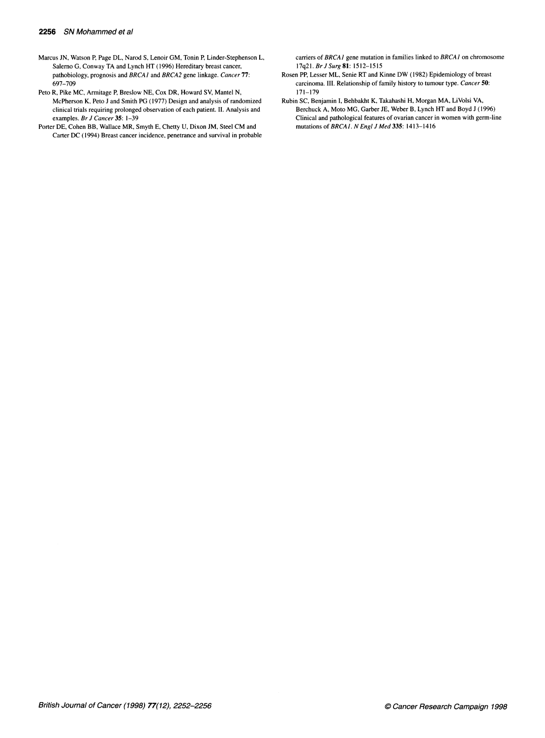Marcus JN, Watson P, Page DL, Narod S, Lenoir GM, Tonin P, Linder-Stephenson L, Salerno G, Conway TA and Lynch HT (1996) Hereditary breast cancer, pathobiology, prognosis and *BRCA1* and *BRCA2* gene linkage. *Cancer* **77**: 697–709

Peto R, Pike MC, Armitage P, Breslow NE, Cox DR, Howard SV, Mantel N, McPherson K, Peto J and Smith PG (1977) Design and analysis of randomized clinical trials requiring prolonged observation of each patient. II. Analysis and examples. *Br J Cancer* **35**: 1–39

Porter DE, Cohen BB, Wallace MR, Smyth E, Chetty U, Dixon JM, Steel CM and Carter DC (1994) Breast cancer incidence, penetrance and survival in probable carriers of *BRCA1* gene mutation in families linked to *BRCA1* on chromosome 17q21. *Br J Surg* **81**: 1512–1515

Rosen PP, Lesser ML, Senie RT and Kinne DW (1982) Epidemiology of breast carcinoma. III. Relationship of family history to tumour type. *Cancer* **50**: 171–179

Rubin SC, Benjamin I, Behbakht K, Takahashi H, Morgan MA, LiVolsi VA, Berchuck A, Moto MG, Garber JE, Weber B, Lynch HT and Boyd J (1996) Clinical and pathological features of ovarian cancer in women with germ-line mutations of *BRCA1*. *N Engl J Med* **335**: 1413–1416